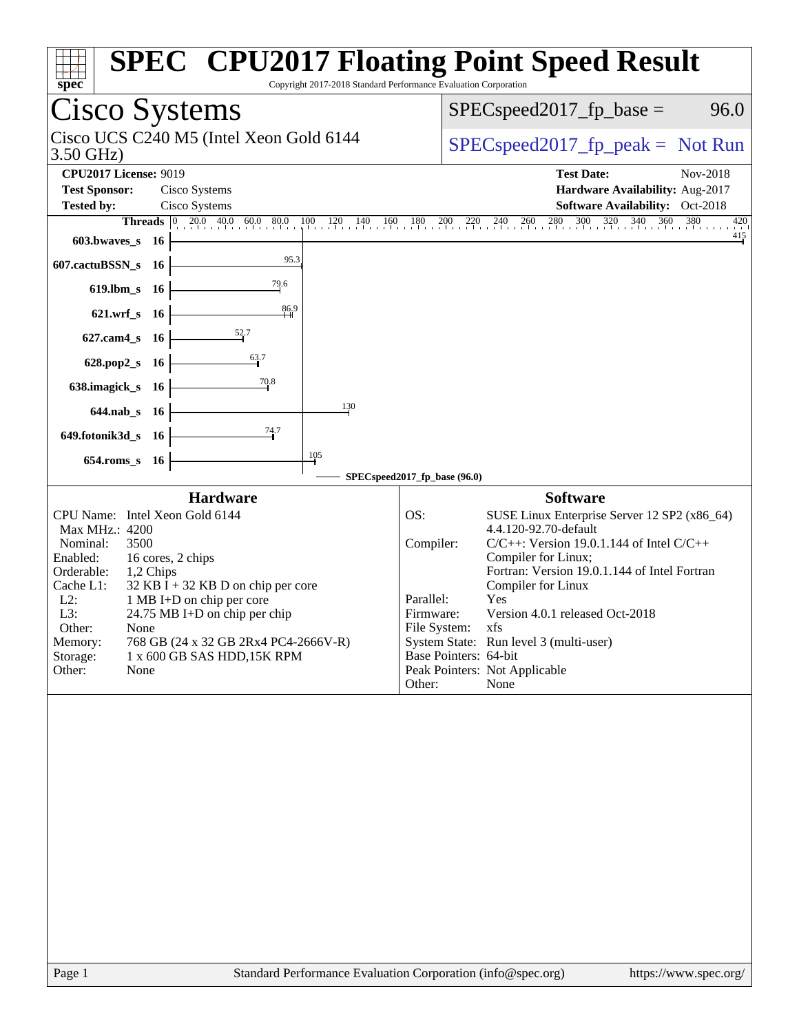# SPEC CPU2017 Floating Point Speed Result

Copyright 2017-2018 Standard Performance Evaluation Corporation

## Cisco Systems

Cisco UCS C240 M5 (Intel Xeon Gold 6144 3.50 GHz)

SPECspeed2017_fp_base = 96.0

SPECspeed2017_fp_peak = Not Run

**CPU2017 License:** 9019
**Test Sponsor:** Cisco Systems
**Tested by:** Cisco Systems

**Test Date:** Nov-2018
**Hardware Availability:** Aug-2017
**Software Availability:** Oct-2018

| Benchmark | Threads | Base Ratio |
|---|---|---|
| 603.bwaves_s | 16 | 415 |
| 607.cactuBSSN_s | 16 | 95.3 |
| 619.lbm_s | 16 | 79.6 |
| 621.wrf_s | 16 | 86.9 |
| 627.cam4_s | 16 | 52.7 |
| 628.pop2_s | 16 | 63.7 |
| 638.imagick_s | 16 | 70.8 |
| 644.nab_s | 16 | 130 |
| 649.fotonik3d_s | 16 | 74.7 |
| 654.roms_s | 16 | 105 |

SPECspeed2017_fp_base (96.0)

### Hardware

| | |
|---|---|
| CPU Name: | Intel Xeon Gold 6144 |
| Max MHz.: | 4200 |
| Nominal: | 3500 |
| Enabled: | 16 cores, 2 chips |
| Orderable: | 1,2 Chips |
| Cache L1: | 32 KB I + 32 KB D on chip per core |
| L2: | 1 MB I+D on chip per core |
| L3: | 24.75 MB I+D on chip per chip |
| Other: | None |
| Memory: | 768 GB (24 x 32 GB 2Rx4 PC4-2666V-R) |
| Storage: | 1 x 600 GB SAS HDD,15K RPM |
| Other: | None |

### Software

| | |
|---|---|
| OS: | SUSE Linux Enterprise Server 12 SP2 (x86_64) 4.4.120-92.70-default |
| Compiler: | C/C++: Version 19.0.1.144 of Intel C/C++ Compiler for Linux; Fortran: Version 19.0.1.144 of Intel Fortran Compiler for Linux |
| Parallel: | Yes |
| Firmware: | Version 4.0.1 released Oct-2018 |
| File System: | xfs |
| System State: | Run level 3 (multi-user) |
| Base Pointers: | 64-bit |
| Peak Pointers: | Not Applicable |
| Other: | None |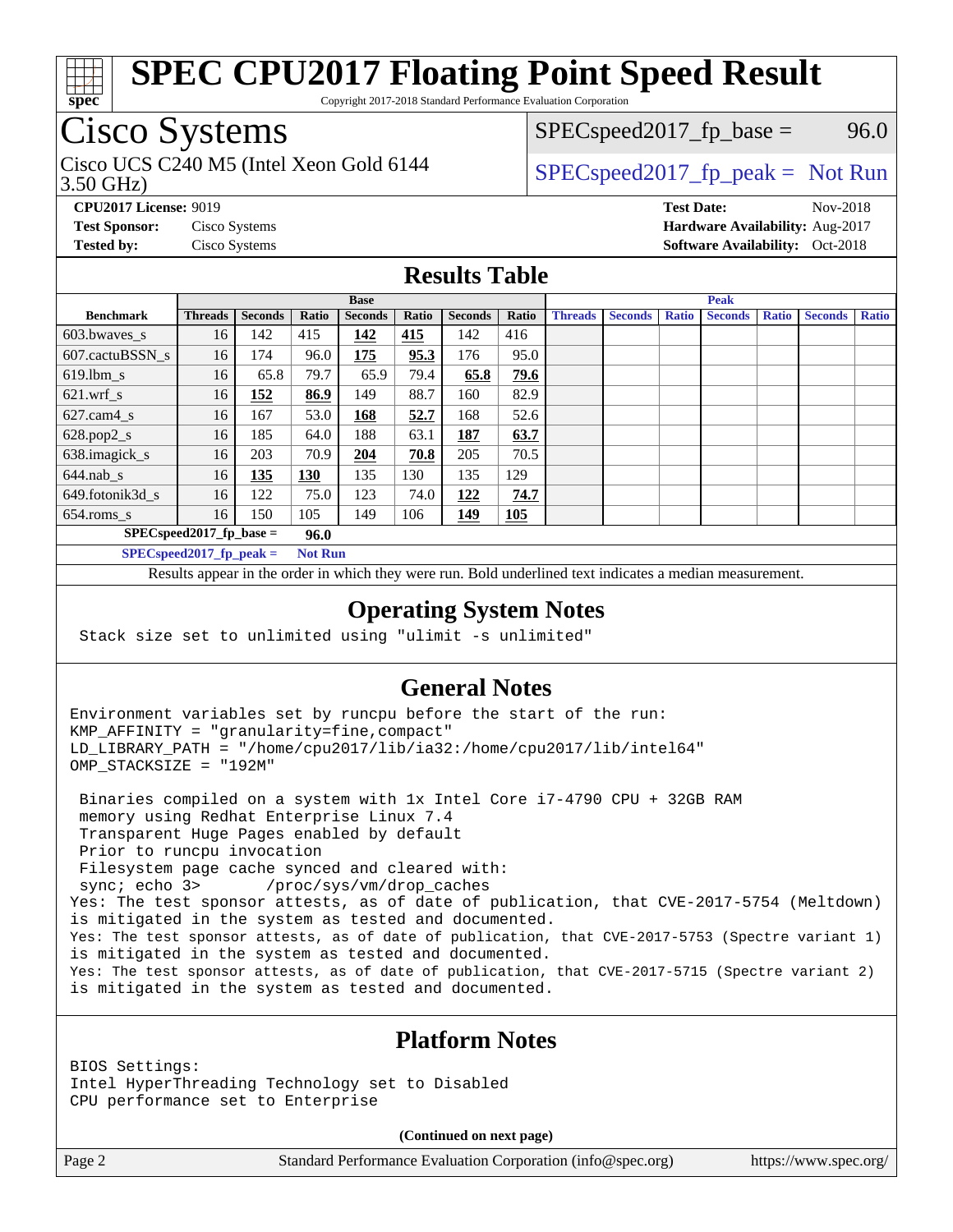# SPEC CPU2017 Floating Point Speed Result

Copyright 2017-2018 Standard Performance Evaluation Corporation

## Cisco Systems

Cisco UCS C240 M5 (Intel Xeon Gold 6144 3.50 GHz)

SPECspeed2017_fp_base = 96.0

SPECspeed2017_fp_peak = Not Run

**CPU2017 License:** 9019
**Test Sponsor:** Cisco Systems
**Tested by:** Cisco Systems

**Test Date:** Nov-2018
**Hardware Availability:** Aug-2017
**Software Availability:** Oct-2018

## Results Table

| Benchmark | Base | | | | | | | Peak | | | | | | |
|---|---|---|---|---|---|---|---|---|---|---|---|---|---|---|
| | Threads | Seconds | Ratio | Seconds | Ratio | Seconds | Ratio | Threads | Seconds | Ratio | Seconds | Ratio | Seconds | Ratio |
| 603.bwaves_s | 16 | 142 | 415 | **142** | **415** | 142 | 416 | | | | | | | |
| 607.cactuBSSN_s | 16 | 174 | 96.0 | **175** | **95.3** | 176 | 95.0 | | | | | | | |
| 619.lbm_s | 16 | 65.8 | 79.7 | 65.9 | 79.4 | **65.8** | **79.6** | | | | | | | |
| 621.wrf_s | 16 | **152** | **86.9** | 149 | 88.7 | 160 | 82.9 | | | | | | | |
| 627.cam4_s | 16 | 167 | 53.0 | **168** | **52.7** | 168 | 52.6 | | | | | | | |
| 628.pop2_s | 16 | 185 | 64.0 | 188 | 63.1 | **187** | **63.7** | | | | | | | |
| 638.imagick_s | 16 | 203 | 70.9 | **204** | **70.8** | 205 | 70.5 | | | | | | | |
| 644.nab_s | 16 | **135** | **130** | 135 | 130 | 135 | 129 | | | | | | | |
| 649.fotonik3d_s | 16 | 122 | 75.0 | 123 | 74.0 | **122** | **74.7** | | | | | | | |
| 654.roms_s | 16 | 150 | 105 | 149 | 106 | **149** | **105** | | | | | | | |

SPECspeed2017_fp_base = **96.0**

SPECspeed2017_fp_peak = **Not Run**

Results appear in the order in which they were run. Bold underlined text indicates a median measurement.

## Operating System Notes

Stack size set to unlimited using "ulimit -s unlimited"

## General Notes

```
Environment variables set by runcpu before the start of the run:
KMP_AFFINITY = "granularity=fine,compact"
LD_LIBRARY_PATH = "/home/cpu2017/lib/ia32:/home/cpu2017/lib/intel64"
OMP_STACKSIZE = "192M"

 Binaries compiled on a system with 1x Intel Core i7-4790 CPU + 32GB RAM
 memory using Redhat Enterprise Linux 7.4
 Transparent Huge Pages enabled by default
 Prior to runcpu invocation
 Filesystem page cache synced and cleared with:
 sync; echo 3>       /proc/sys/vm/drop_caches
Yes: The test sponsor attests, as of date of publication, that CVE-2017-5754 (Meltdown)
is mitigated in the system as tested and documented.
Yes: The test sponsor attests, as of date of publication, that CVE-2017-5753 (Spectre variant 1)
is mitigated in the system as tested and documented.
Yes: The test sponsor attests, as of date of publication, that CVE-2017-5715 (Spectre variant 2)
is mitigated in the system as tested and documented.
```

## Platform Notes

```
BIOS Settings:
Intel HyperThreading Technology set to Disabled
CPU performance set to Enterprise
```

**(Continued on next page)**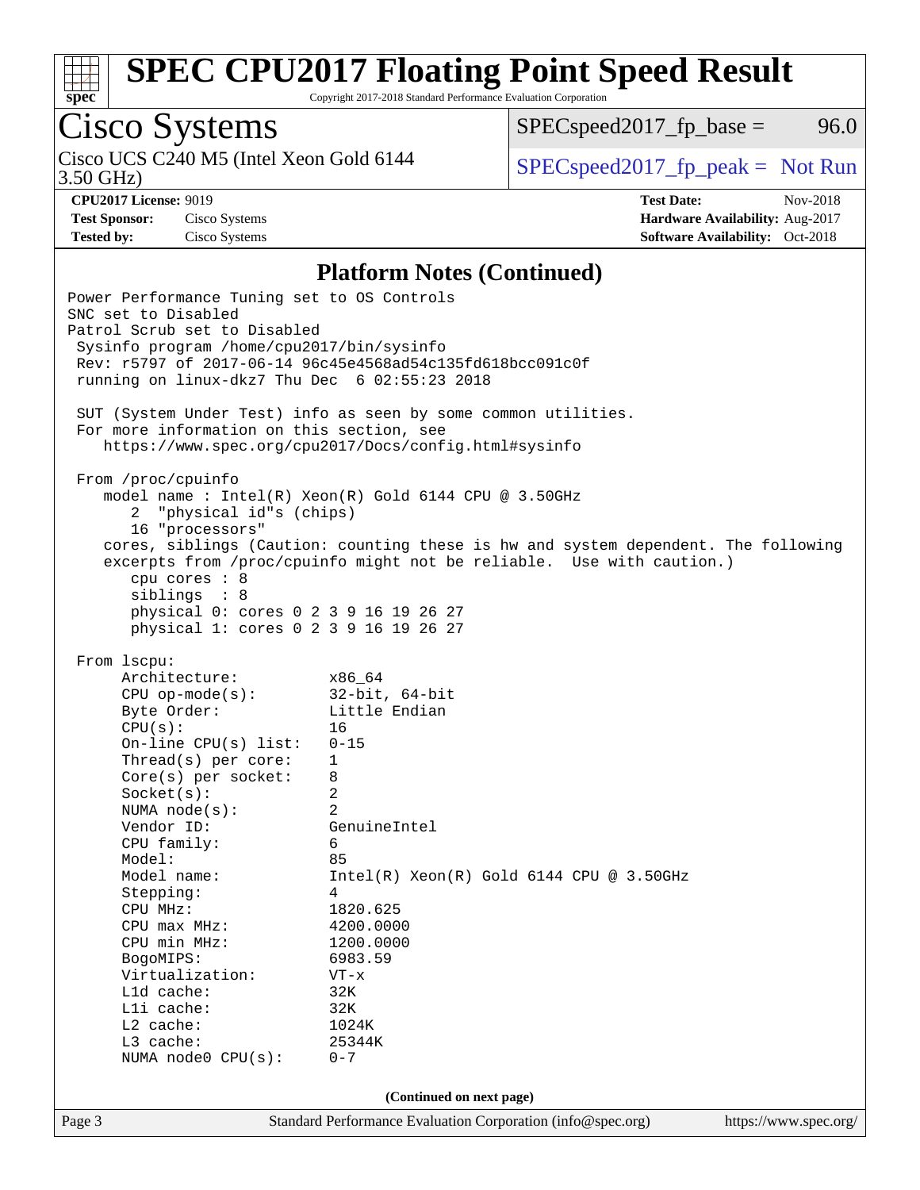# SPEC CPU2017 Floating Point Speed Result

Copyright 2017-2018 Standard Performance Evaluation Corporation

**Cisco Systems**

Cisco UCS C240 M5 (Intel Xeon Gold 6144 3.50 GHz)

SPECspeed2017_fp_base = 96.0

SPECspeed2017_fp_peak = Not Run

**CPU2017 License:** 9019
**Test Sponsor:** Cisco Systems
**Tested by:** Cisco Systems

**Test Date:** Nov-2018
**Hardware Availability:** Aug-2017
**Software Availability:** Oct-2018

## Platform Notes (Continued)

```
Power Performance Tuning set to OS Controls
SNC set to Disabled
Patrol Scrub set to Disabled
 Sysinfo program /home/cpu2017/bin/sysinfo
 Rev: r5797 of 2017-06-14 96c45e4568ad54c135fd618bcc091c0f
 running on linux-dkz7 Thu Dec  6 02:55:23 2018

 SUT (System Under Test) info as seen by some common utilities.
 For more information on this section, see
    https://www.spec.org/cpu2017/Docs/config.html#sysinfo

 From /proc/cpuinfo
    model name : Intel(R) Xeon(R) Gold 6144 CPU @ 3.50GHz
       2  "physical id"s (chips)
       16 "processors"
    cores, siblings (Caution: counting these is hw and system dependent. The following
    excerpts from /proc/cpuinfo might not be reliable.  Use with caution.)
       cpu cores : 8
       siblings  : 8
       physical 0: cores 0 2 3 9 16 19 26 27
       physical 1: cores 0 2 3 9 16 19 26 27

 From lscpu:
      Architecture:          x86_64
      CPU op-mode(s):        32-bit, 64-bit
      Byte Order:            Little Endian
      CPU(s):                16
      On-line CPU(s) list:   0-15
      Thread(s) per core:    1
      Core(s) per socket:    8
      Socket(s):             2
      NUMA node(s):          2
      Vendor ID:             GenuineIntel
      CPU family:            6
      Model:                 85
      Model name:            Intel(R) Xeon(R) Gold 6144 CPU @ 3.50GHz
      Stepping:              4
      CPU MHz:               1820.625
      CPU max MHz:           4200.0000
      CPU min MHz:           1200.0000
      BogoMIPS:              6983.59
      Virtualization:        VT-x
      L1d cache:             32K
      L1i cache:             32K
      L2 cache:              1024K
      L3 cache:              25344K
      NUMA node0 CPU(s):     0-7
```

(Continued on next page)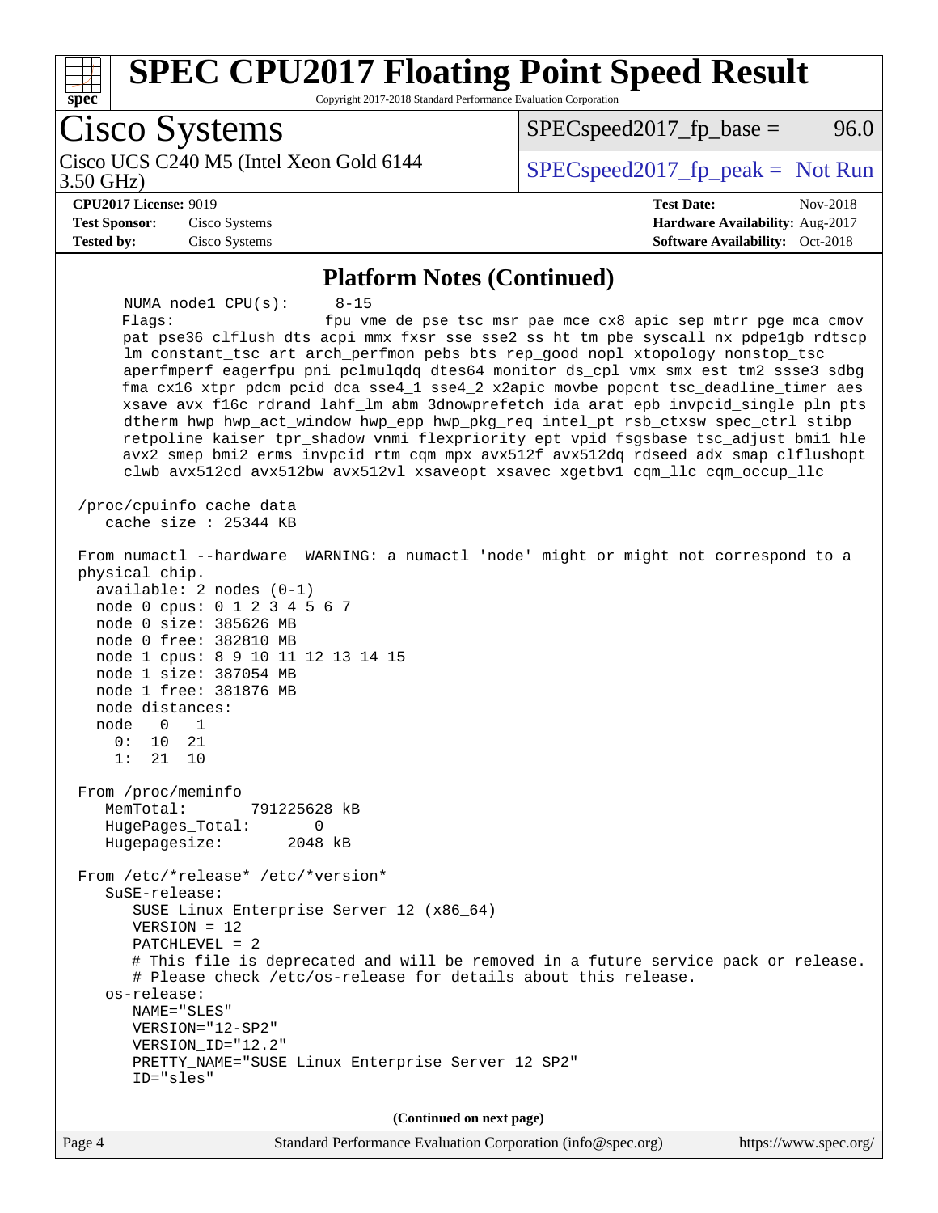# SPEC CPU2017 Floating Point Speed Result

Copyright 2017-2018 Standard Performance Evaluation Corporation

**Cisco Systems**

Cisco UCS C240 M5 (Intel Xeon Gold 6144 3.50 GHz)

SPECspeed2017_fp_base = 96.0

SPECspeed2017_fp_peak = Not Run

**CPU2017 License:** 9019
**Test Sponsor:** Cisco Systems
**Tested by:** Cisco Systems

**Test Date:** Nov-2018
**Hardware Availability:** Aug-2017
**Software Availability:** Oct-2018

## Platform Notes (Continued)

```
     NUMA node1 CPU(s):      8-15
     Flags:                  fpu vme de pse tsc msr pae mce cx8 apic sep mtrr pge mca cmov
     pat pse36 clflush dts acpi mmx fxsr sse sse2 ss ht tm pbe syscall nx pdpe1gb rdtscp
     lm constant_tsc art arch_perfmon pebs bts rep_good nopl xtopology nonstop_tsc
     aperfmperf eagerfpu pni pclmulqdq dtes64 monitor ds_cpl vmx smx est tm2 ssse3 sdbg
     fma cx16 xtpr pdcm pcid dca sse4_1 sse4_2 x2apic movbe popcnt tsc_deadline_timer aes
     xsave avx f16c rdrand lahf_lm abm 3dnowprefetch ida arat epb invpcid_single pln pts
     dtherm hwp hwp_act_window hwp_epp hwp_pkg_req intel_pt rsb_ctxsw spec_ctrl stibp
     retpoline kaiser tpr_shadow vnmi flexpriority ept vpid fsgsbase tsc_adjust bmi1 hle
     avx2 smep bmi2 erms invpcid rtm cqm mpx avx512f avx512dq rdseed adx smap clflushopt
     clwb avx512cd avx512bw avx512vl xsaveopt xsavec xgetbv1 cqm_llc cqm_occup_llc

 /proc/cpuinfo cache data
    cache size : 25344 KB

 From numactl --hardware  WARNING: a numactl 'node' might or might not correspond to a
 physical chip.
   available: 2 nodes (0-1)
   node 0 cpus: 0 1 2 3 4 5 6 7
   node 0 size: 385626 MB
   node 0 free: 382810 MB
   node 1 cpus: 8 9 10 11 12 13 14 15
   node 1 size: 387054 MB
   node 1 free: 381876 MB
   node distances:
   node   0   1
     0:  10  21
     1:  21  10

 From /proc/meminfo
    MemTotal:       791225628 kB
    HugePages_Total:       0
    Hugepagesize:       2048 kB

 From /etc/*release* /etc/*version*
    SuSE-release:
       SUSE Linux Enterprise Server 12 (x86_64)
       VERSION = 12
       PATCHLEVEL = 2
       # This file is deprecated and will be removed in a future service pack or release.
       # Please check /etc/os-release for details about this release.
    os-release:
       NAME="SLES"
       VERSION="12-SP2"
       VERSION_ID="12.2"
       PRETTY_NAME="SUSE Linux Enterprise Server 12 SP2"
       ID="sles"
```

**(Continued on next page)**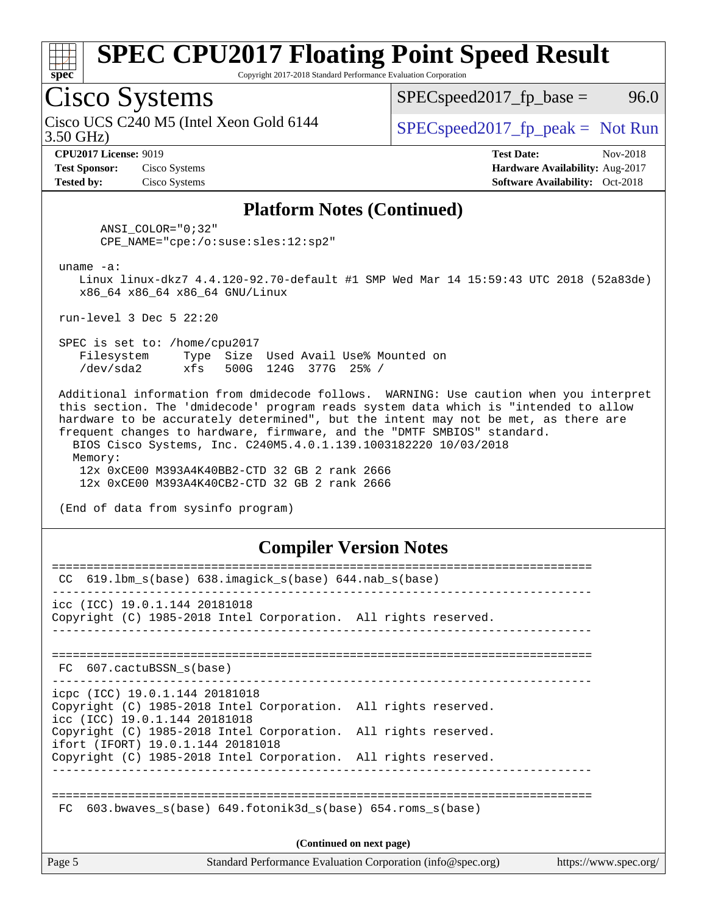# SPEC CPU2017 Floating Point Speed Result

Copyright 2017-2018 Standard Performance Evaluation Corporation

## Cisco Systems

Cisco UCS C240 M5 (Intel Xeon Gold 6144 3.50 GHz)

SPECspeed2017_fp_base = 96.0

SPECspeed2017_fp_peak = Not Run

**CPU2017 License:** 9019
**Test Sponsor:** Cisco Systems
**Tested by:** Cisco Systems

**Test Date:** Nov-2018
**Hardware Availability:** Aug-2017
**Software Availability:** Oct-2018

### Platform Notes (Continued)

```
       ANSI_COLOR="0;32"
       CPE_NAME="cpe:/o:suse:sles:12:sp2"

 uname -a:
    Linux linux-dkz7 4.4.120-92.70-default #1 SMP Wed Mar 14 15:59:43 UTC 2018 (52a83de)
    x86_64 x86_64 x86_64 GNU/Linux

 run-level 3 Dec 5 22:20

 SPEC is set to: /home/cpu2017
    Filesystem     Type  Size  Used Avail Use% Mounted on
    /dev/sda2      xfs   500G  124G  377G  25% /

 Additional information from dmidecode follows.  WARNING: Use caution when you interpret
 this section. The 'dmidecode' program reads system data which is "intended to allow
 hardware to be accurately determined", but the intent may not be met, as there are
 frequent changes to hardware, firmware, and the "DMTF SMBIOS" standard.
   BIOS Cisco Systems, Inc. C240M5.4.0.1.139.1003182220 10/03/2018
   Memory:
     12x 0xCE00 M393A4K40BB2-CTD 32 GB 2 rank 2666
     12x 0xCE00 M393A4K40CB2-CTD 32 GB 2 rank 2666

 (End of data from sysinfo program)
```

### Compiler Version Notes

```
==============================================================================
 CC  619.lbm_s(base) 638.imagick_s(base) 644.nab_s(base)
------------------------------------------------------------------------------
icc (ICC) 19.0.1.144 20181018
Copyright (C) 1985-2018 Intel Corporation.  All rights reserved.
------------------------------------------------------------------------------

==============================================================================
 FC  607.cactuBSSN_s(base)
------------------------------------------------------------------------------
icpc (ICC) 19.0.1.144 20181018
Copyright (C) 1985-2018 Intel Corporation.  All rights reserved.
icc (ICC) 19.0.1.144 20181018
Copyright (C) 1985-2018 Intel Corporation.  All rights reserved.
ifort (IFORT) 19.0.1.144 20181018
Copyright (C) 1985-2018 Intel Corporation.  All rights reserved.
------------------------------------------------------------------------------

==============================================================================
 FC  603.bwaves_s(base) 649.fotonik3d_s(base) 654.roms_s(base)
```

(Continued on next page)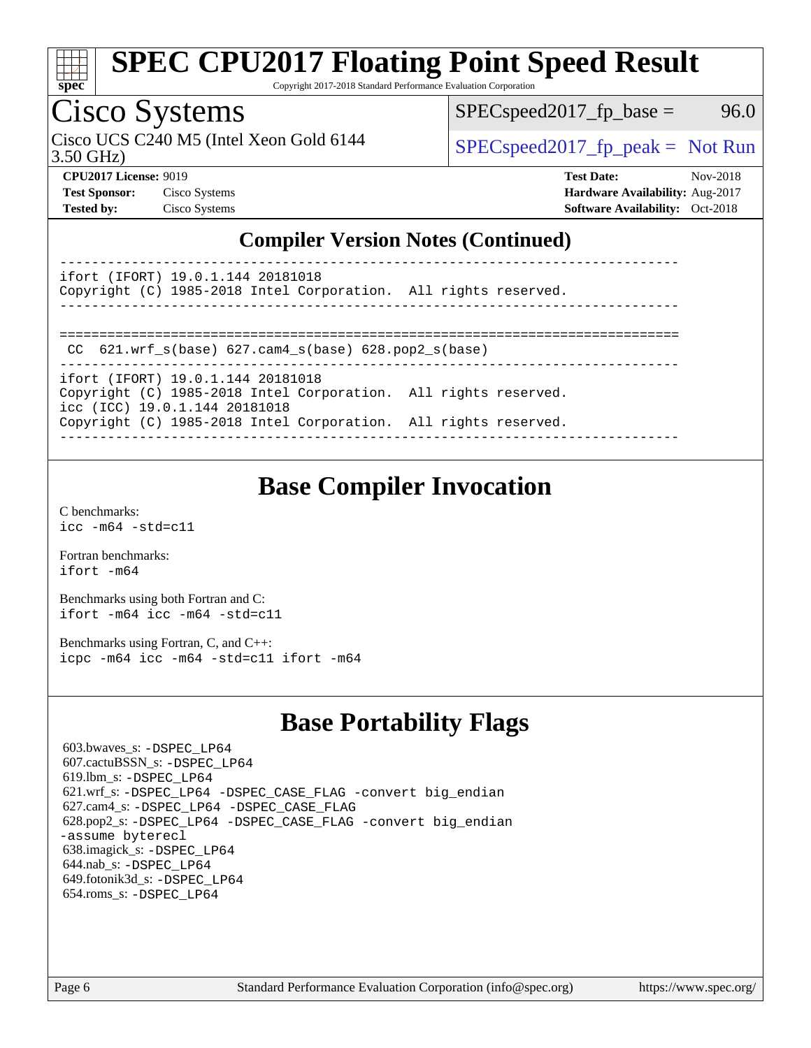## Compiler Version Notes (Continued)

```
------------------------------------------------------------------------------
ifort (IFORT) 19.0.1.144 20181018
Copyright (C) 1985-2018 Intel Corporation.  All rights reserved.
------------------------------------------------------------------------------

==============================================================================
 CC  621.wrf_s(base) 627.cam4_s(base) 628.pop2_s(base)
------------------------------------------------------------------------------
ifort (IFORT) 19.0.1.144 20181018
Copyright (C) 1985-2018 Intel Corporation.  All rights reserved.
icc (ICC) 19.0.1.144 20181018
Copyright (C) 1985-2018 Intel Corporation.  All rights reserved.
------------------------------------------------------------------------------
```

## Base Compiler Invocation

C benchmarks:
`icc -m64 -std=c11`

Fortran benchmarks:
`ifort -m64`

Benchmarks using both Fortran and C:
`ifort -m64 icc -m64 -std=c11`

Benchmarks using Fortran, C, and C++:
`icpc -m64 icc -m64 -std=c11 ifort -m64`

## Base Portability Flags

603.bwaves_s: `-DSPEC_LP64`
607.cactuBSSN_s: `-DSPEC_LP64`
619.lbm_s: `-DSPEC_LP64`
621.wrf_s: `-DSPEC_LP64 -DSPEC_CASE_FLAG -convert big_endian`
627.cam4_s: `-DSPEC_LP64 -DSPEC_CASE_FLAG`
628.pop2_s: `-DSPEC_LP64 -DSPEC_CASE_FLAG -convert big_endian -assume byterecl`
638.imagick_s: `-DSPEC_LP64`
644.nab_s: `-DSPEC_LP64`
649.fotonik3d_s: `-DSPEC_LP64`
654.roms_s: `-DSPEC_LP64`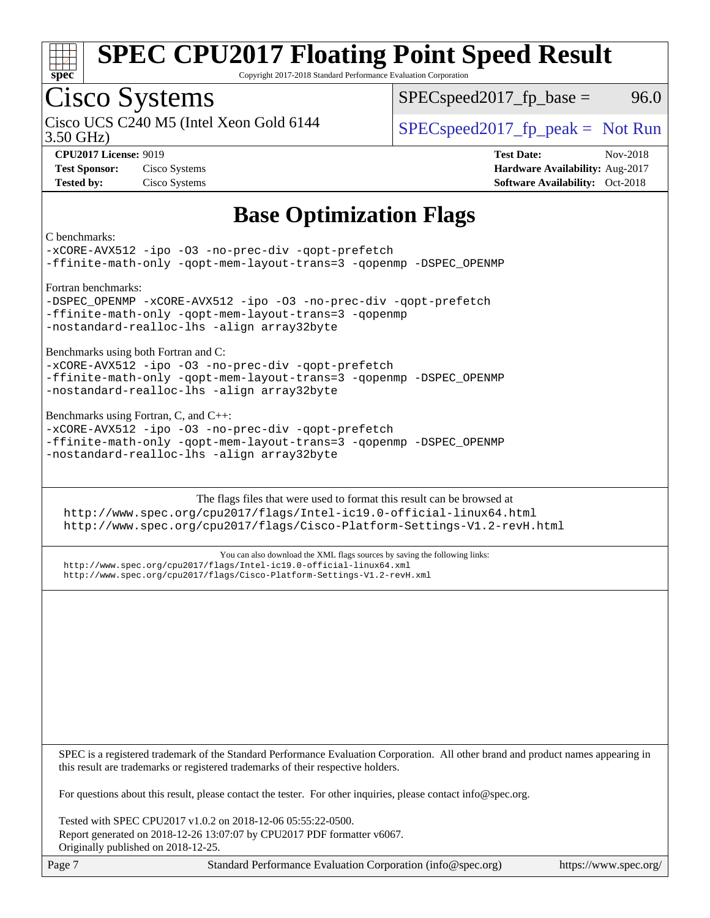# SPEC CPU2017 Floating Point Speed Result

Copyright 2017-2018 Standard Performance Evaluation Corporation

## Cisco Systems

Cisco UCS C240 M5 (Intel Xeon Gold 6144 3.50 GHz)

SPECspeed2017_fp_base = 96.0

SPECspeed2017_fp_peak = Not Run

**CPU2017 License:** 9019
**Test Sponsor:** Cisco Systems
**Tested by:** Cisco Systems

**Test Date:** Nov-2018
**Hardware Availability:** Aug-2017
**Software Availability:** Oct-2018

## Base Optimization Flags

C benchmarks:

```
-xCORE-AVX512 -ipo -O3 -no-prec-div -qopt-prefetch
-ffinite-math-only -qopt-mem-layout-trans=3 -qopenmp -DSPEC_OPENMP
```

Fortran benchmarks:

```
-DSPEC_OPENMP -xCORE-AVX512 -ipo -O3 -no-prec-div -qopt-prefetch
-ffinite-math-only -qopt-mem-layout-trans=3 -qopenmp
-nostandard-realloc-lhs -align array32byte
```

Benchmarks using both Fortran and C:

```
-xCORE-AVX512 -ipo -O3 -no-prec-div -qopt-prefetch
-ffinite-math-only -qopt-mem-layout-trans=3 -qopenmp -DSPEC_OPENMP
-nostandard-realloc-lhs -align array32byte
```

Benchmarks using Fortran, C, and C++:

```
-xCORE-AVX512 -ipo -O3 -no-prec-div -qopt-prefetch
-ffinite-math-only -qopt-mem-layout-trans=3 -qopenmp -DSPEC_OPENMP
-nostandard-realloc-lhs -align array32byte
```

The flags files that were used to format this result can be browsed at
http://www.spec.org/cpu2017/flags/Intel-ic19.0-official-linux64.html
http://www.spec.org/cpu2017/flags/Cisco-Platform-Settings-V1.2-revH.html

You can also download the XML flags sources by saving the following links:
http://www.spec.org/cpu2017/flags/Intel-ic19.0-official-linux64.xml
http://www.spec.org/cpu2017/flags/Cisco-Platform-Settings-V1.2-revH.xml

SPEC is a registered trademark of the Standard Performance Evaluation Corporation. All other brand and product names appearing in this result are trademarks or registered trademarks of their respective holders.

For questions about this result, please contact the tester. For other inquiries, please contact info@spec.org.

Tested with SPEC CPU2017 v1.0.2 on 2018-12-06 05:55:22-0500.
Report generated on 2018-12-26 13:07:07 by CPU2017 PDF formatter v6067.
Originally published on 2018-12-25.